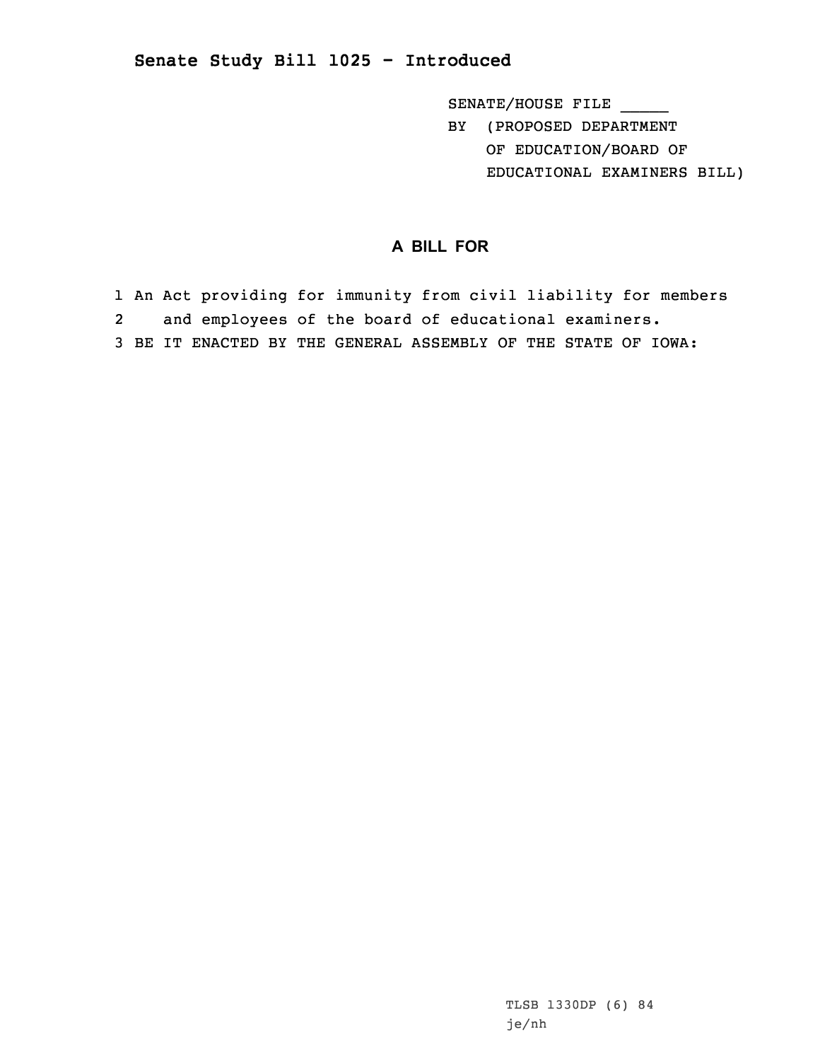**Senate Study Bill 1025 - Introduced**

SENATE/HOUSE FILE _____

BY (PROPOSED DEPARTMENT OF EDUCATION/BOARD OF EDUCATIONAL EXAMINERS BILL)

## A BILL FOR

1 An Act providing for immunity from civil liability for members
2 and employees of the board of educational examiners.
3 BE IT ENACTED BY THE GENERAL ASSEMBLY OF THE STATE OF IOWA:

TLSB 1330DP (6) 84
je/nh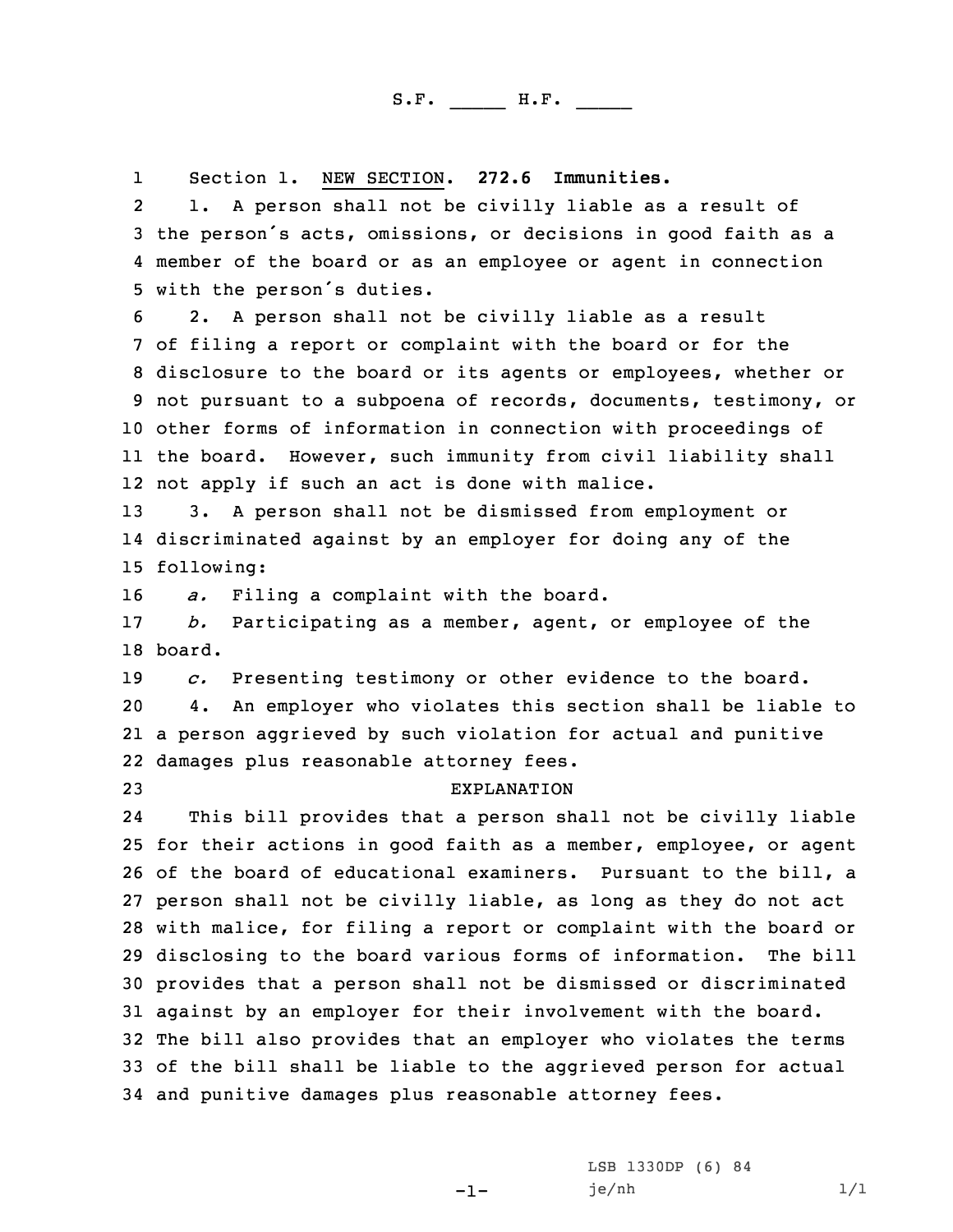S.F. _____ H.F. _____

Section 1. NEW SECTION. **272.6 Immunities.**

1. A person shall not be civilly liable as a result of the person's acts, omissions, or decisions in good faith as a member of the board or as an employee or agent in connection with the person's duties.

2. A person shall not be civilly liable as a result of filing a report or complaint with the board or for the disclosure to the board or its agents or employees, whether or not pursuant to a subpoena of records, documents, testimony, or other forms of information in connection with proceedings of the board. However, such immunity from civil liability shall not apply if such an act is done with malice.

3. A person shall not be dismissed from employment or discriminated against by an employer for doing any of the following:

*a.* Filing a complaint with the board.

*b.* Participating as a member, agent, or employee of the board.

*c.* Presenting testimony or other evidence to the board.

4. An employer who violates this section shall be liable to a person aggrieved by such violation for actual and punitive damages plus reasonable attorney fees.

EXPLANATION

This bill provides that a person shall not be civilly liable for their actions in good faith as a member, employee, or agent of the board of educational examiners. Pursuant to the bill, a person shall not be civilly liable, as long as they do not act with malice, for filing a report or complaint with the board or disclosing to the board various forms of information. The bill provides that a person shall not be dismissed or discriminated against by an employer for their involvement with the board. The bill also provides that an employer who violates the terms of the bill shall be liable to the aggrieved person for actual and punitive damages plus reasonable attorney fees.

LSB 1330DP (6) 84
je/nh